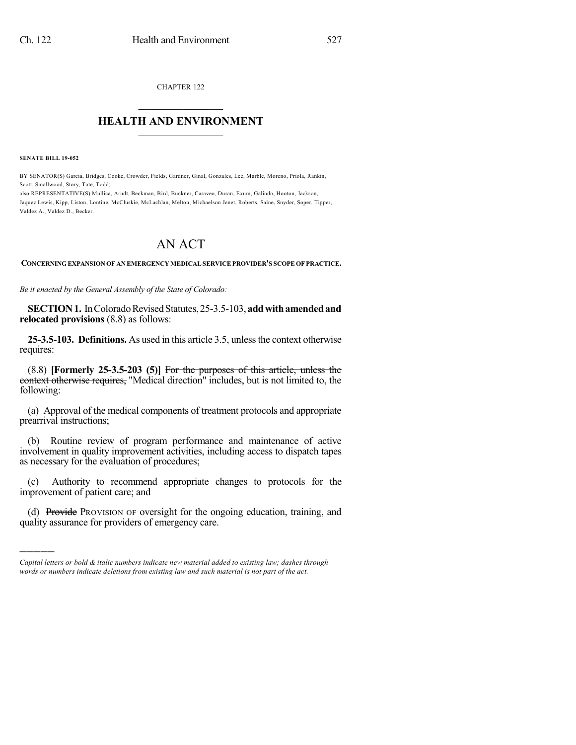CHAPTER 122

# HEALTH AND ENVIRONMENT

**SENATE BILL 19-052**

BY SENATOR(S) Garcia, Bridges, Cooke, Crowder, Fields, Gardner, Ginal, Gonzales, Lee, Marble, Moreno, Priola, Rankin, Scott, Smallwood, Story, Tate, Todd;
also REPRESENTATIVE(S) Mullica, Arndt, Beckman, Bird, Buckner, Caraveo, Duran, Exum, Galindo, Hooton, Jackson, Jaquez Lewis, Kipp, Liston, Lontine, McCluskie, McLachlan, Melton, Michaelson Jenet, Roberts, Saine, Snyder, Soper, Tipper, Valdez A., Valdez D., Becker.

# AN ACT

**CONCERNING EXPANSION OF AN EMERGENCY MEDICAL SERVICE PROVIDER'S SCOPE OF PRACTICE.**

*Be it enacted by the General Assembly of the State of Colorado:*

**SECTION 1.** In Colorado Revised Statutes, 25-3.5-103, **add with amended and relocated provisions** (8.8) as follows:

**25-3.5-103. Definitions.** As used in this article 3.5, unless the context otherwise requires:

(8.8) **[Formerly 25-3.5-203 (5)]** ~~For the purposes of this article, unless the context otherwise requires,~~ "Medical direction" includes, but is not limited to, the following:

(a) Approval of the medical components of treatment protocols and appropriate prearrival instructions;

(b) Routine review of program performance and maintenance of active involvement in quality improvement activities, including access to dispatch tapes as necessary for the evaluation of procedures;

(c) Authority to recommend appropriate changes to protocols for the improvement of patient care; and

(d) ~~Provide~~ PROVISION OF oversight for the ongoing education, training, and quality assurance for providers of emergency care.

---

*Capital letters or bold & italic numbers indicate new material added to existing law; dashes through words or numbers indicate deletions from existing law and such material is not part of the act.*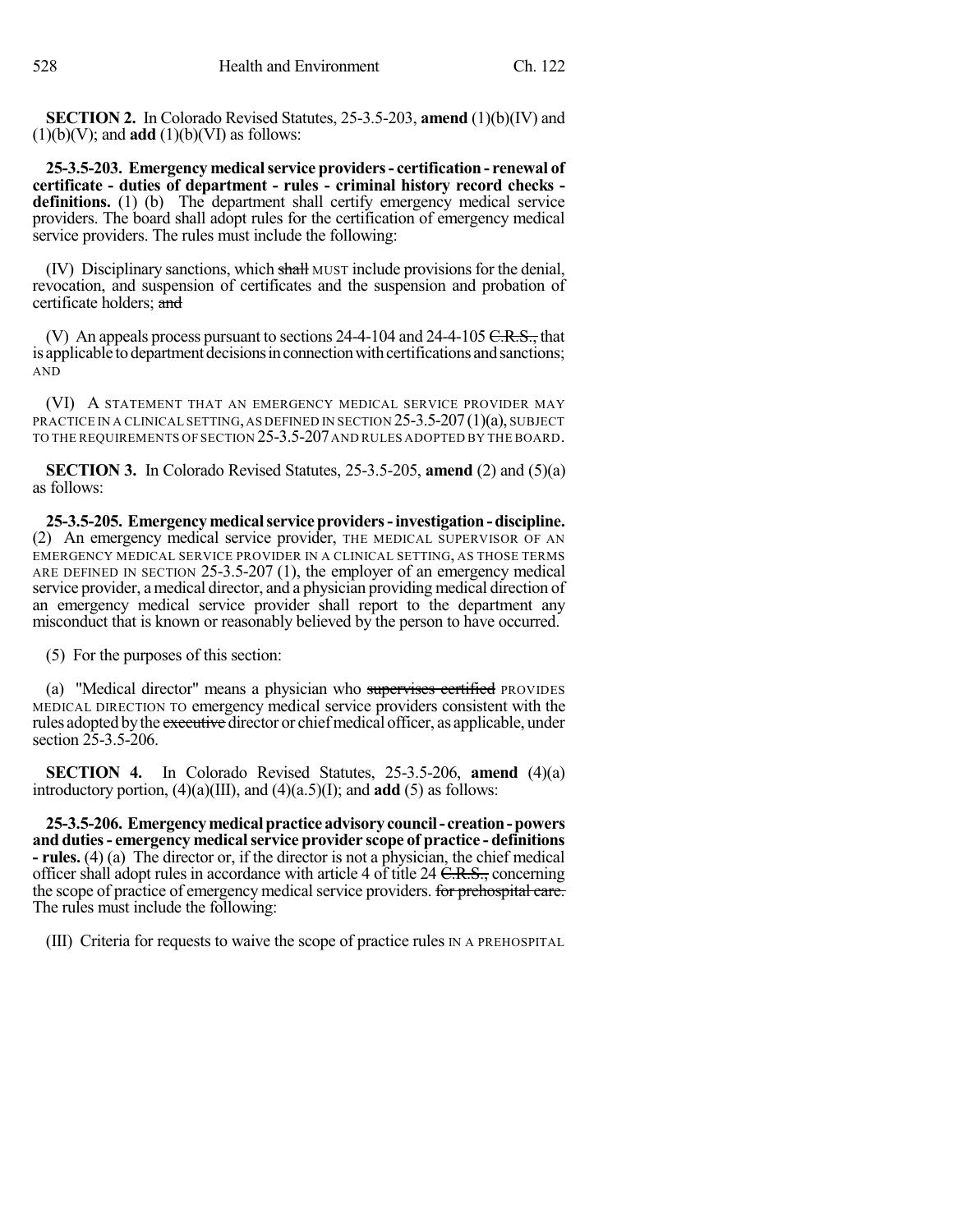**SECTION 2.** In Colorado Revised Statutes, 25-3.5-203, **amend** (1)(b)(IV) and (1)(b)(V); and **add** (1)(b)(VI) as follows:

**25-3.5-203. Emergency medical service providers - certification - renewal of certificate - duties of department - rules - criminal history record checks - definitions.** (1) (b) The department shall certify emergency medical service providers. The board shall adopt rules for the certification of emergency medical service providers. The rules must include the following:

(IV) Disciplinary sanctions, which ~~shall~~ MUST include provisions for the denial, revocation, and suspension of certificates and the suspension and probation of certificate holders; ~~and~~

(V) An appeals process pursuant to sections 24-4-104 and 24-4-105 ~~C.R.S.,~~ that is applicable to department decisions in connection with certifications and sanctions; AND

(VI) A STATEMENT THAT AN EMERGENCY MEDICAL SERVICE PROVIDER MAY PRACTICE IN A CLINICAL SETTING, AS DEFINED IN SECTION 25-3.5-207 (1)(a), SUBJECT TO THE REQUIREMENTS OF SECTION 25-3.5-207 AND RULES ADOPTED BY THE BOARD.

**SECTION 3.** In Colorado Revised Statutes, 25-3.5-205, **amend** (2) and (5)(a) as follows:

**25-3.5-205. Emergency medical service providers - investigation - discipline.** (2) An emergency medical service provider, THE MEDICAL SUPERVISOR OF AN EMERGENCY MEDICAL SERVICE PROVIDER IN A CLINICAL SETTING, AS THOSE TERMS ARE DEFINED IN SECTION 25-3.5-207 (1), the employer of an emergency medical service provider, a medical director, and a physician providing medical direction of an emergency medical service provider shall report to the department any misconduct that is known or reasonably believed by the person to have occurred.

(5) For the purposes of this section:

(a) "Medical director" means a physician who ~~supervises certified~~ PROVIDES MEDICAL DIRECTION TO emergency medical service providers consistent with the rules adopted by the ~~executive~~ director or chief medical officer, as applicable, under section 25-3.5-206.

**SECTION 4.** In Colorado Revised Statutes, 25-3.5-206, **amend** (4)(a) introductory portion, (4)(a)(III), and (4)(a.5)(I); and **add** (5) as follows:

**25-3.5-206. Emergency medical practice advisory council - creation - powers and duties - emergency medical service provider scope of practice - definitions - rules.** (4) (a) The director or, if the director is not a physician, the chief medical officer shall adopt rules in accordance with article 4 of title 24 ~~C.R.S.,~~ concerning the scope of practice of emergency medical service providers. ~~for prehospital care.~~ The rules must include the following:

(III) Criteria for requests to waive the scope of practice rules IN A PREHOSPITAL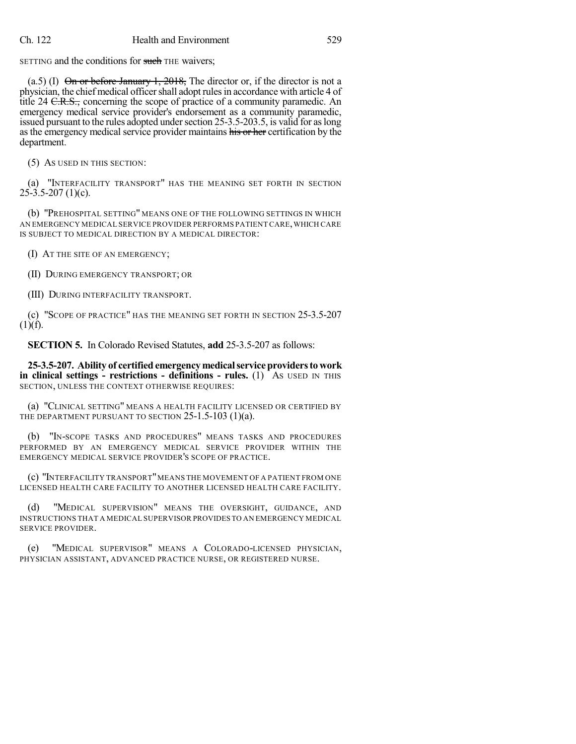SETTING and the conditions for ~~such~~ THE waivers;

(a.5) (I) ~~On or before January 1, 2018,~~ The director or, if the director is not a physician, the chief medical officer shall adopt rules in accordance with article 4 of title 24 ~~C.R.S.,~~ concerning the scope of practice of a community paramedic. An emergency medical service provider's endorsement as a community paramedic, issued pursuant to the rules adopted under section 25-3.5-203.5, is valid for as long as the emergency medical service provider maintains ~~his or her~~ certification by the department.

(5) AS USED IN THIS SECTION:

(a) "INTERFACILITY TRANSPORT" HAS THE MEANING SET FORTH IN SECTION 25-3.5-207 (1)(c).

(b) "PREHOSPITAL SETTING" MEANS ONE OF THE FOLLOWING SETTINGS IN WHICH AN EMERGENCY MEDICAL SERVICE PROVIDER PERFORMS PATIENT CARE, WHICH CARE IS SUBJECT TO MEDICAL DIRECTION BY A MEDICAL DIRECTOR:

(I) AT THE SITE OF AN EMERGENCY;

(II) DURING EMERGENCY TRANSPORT; OR

(III) DURING INTERFACILITY TRANSPORT.

(c) "SCOPE OF PRACTICE" HAS THE MEANING SET FORTH IN SECTION 25-3.5-207 (1)(f).

**SECTION 5.** In Colorado Revised Statutes, **add** 25-3.5-207 as follows:

**25-3.5-207. Ability of certified emergency medical service providers to work in clinical settings - restrictions - definitions - rules.** (1) AS USED IN THIS SECTION, UNLESS THE CONTEXT OTHERWISE REQUIRES:

(a) "CLINICAL SETTING" MEANS A HEALTH FACILITY LICENSED OR CERTIFIED BY THE DEPARTMENT PURSUANT TO SECTION 25-1.5-103 (1)(a).

(b) "IN-SCOPE TASKS AND PROCEDURES" MEANS TASKS AND PROCEDURES PERFORMED BY AN EMERGENCY MEDICAL SERVICE PROVIDER WITHIN THE EMERGENCY MEDICAL SERVICE PROVIDER'S SCOPE OF PRACTICE.

(c) "INTERFACILITY TRANSPORT" MEANS THE MOVEMENT OF A PATIENT FROM ONE LICENSED HEALTH CARE FACILITY TO ANOTHER LICENSED HEALTH CARE FACILITY.

(d) "MEDICAL SUPERVISION" MEANS THE OVERSIGHT, GUIDANCE, AND INSTRUCTIONS THAT A MEDICAL SUPERVISOR PROVIDES TO AN EMERGENCY MEDICAL SERVICE PROVIDER.

(e) "MEDICAL SUPERVISOR" MEANS A COLORADO-LICENSED PHYSICIAN, PHYSICIAN ASSISTANT, ADVANCED PRACTICE NURSE, OR REGISTERED NURSE.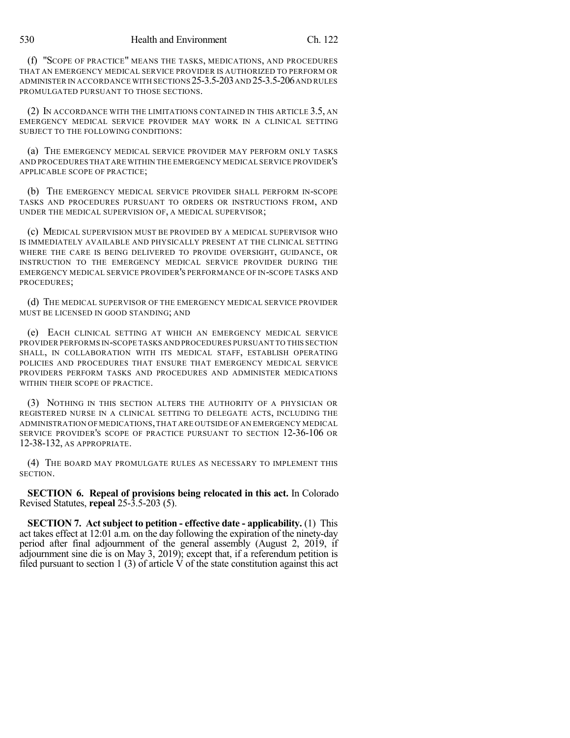(f) "SCOPE OF PRACTICE" MEANS THE TASKS, MEDICATIONS, AND PROCEDURES THAT AN EMERGENCY MEDICAL SERVICE PROVIDER IS AUTHORIZED TO PERFORM OR ADMINISTER IN ACCORDANCE WITH SECTIONS 25-3.5-203 AND 25-3.5-206 AND RULES PROMULGATED PURSUANT TO THOSE SECTIONS.

(2) IN ACCORDANCE WITH THE LIMITATIONS CONTAINED IN THIS ARTICLE 3.5, AN EMERGENCY MEDICAL SERVICE PROVIDER MAY WORK IN A CLINICAL SETTING SUBJECT TO THE FOLLOWING CONDITIONS:

(a) THE EMERGENCY MEDICAL SERVICE PROVIDER MAY PERFORM ONLY TASKS AND PROCEDURES THAT ARE WITHIN THE EMERGENCY MEDICAL SERVICE PROVIDER'S APPLICABLE SCOPE OF PRACTICE;

(b) THE EMERGENCY MEDICAL SERVICE PROVIDER SHALL PERFORM IN-SCOPE TASKS AND PROCEDURES PURSUANT TO ORDERS OR INSTRUCTIONS FROM, AND UNDER THE MEDICAL SUPERVISION OF, A MEDICAL SUPERVISOR;

(c) MEDICAL SUPERVISION MUST BE PROVIDED BY A MEDICAL SUPERVISOR WHO IS IMMEDIATELY AVAILABLE AND PHYSICALLY PRESENT AT THE CLINICAL SETTING WHERE THE CARE IS BEING DELIVERED TO PROVIDE OVERSIGHT, GUIDANCE, OR INSTRUCTION TO THE EMERGENCY MEDICAL SERVICE PROVIDER DURING THE EMERGENCY MEDICAL SERVICE PROVIDER'S PERFORMANCE OF IN-SCOPE TASKS AND PROCEDURES;

(d) THE MEDICAL SUPERVISOR OF THE EMERGENCY MEDICAL SERVICE PROVIDER MUST BE LICENSED IN GOOD STANDING; AND

(e) EACH CLINICAL SETTING AT WHICH AN EMERGENCY MEDICAL SERVICE PROVIDER PERFORMS IN-SCOPE TASKS AND PROCEDURES PURSUANT TO THIS SECTION SHALL, IN COLLABORATION WITH ITS MEDICAL STAFF, ESTABLISH OPERATING POLICIES AND PROCEDURES THAT ENSURE THAT EMERGENCY MEDICAL SERVICE PROVIDERS PERFORM TASKS AND PROCEDURES AND ADMINISTER MEDICATIONS WITHIN THEIR SCOPE OF PRACTICE.

(3) NOTHING IN THIS SECTION ALTERS THE AUTHORITY OF A PHYSICIAN OR REGISTERED NURSE IN A CLINICAL SETTING TO DELEGATE ACTS, INCLUDING THE ADMINISTRATION OF MEDICATIONS, THAT ARE OUTSIDE OF AN EMERGENCY MEDICAL SERVICE PROVIDER'S SCOPE OF PRACTICE PURSUANT TO SECTION 12-36-106 OR 12-38-132, AS APPROPRIATE.

(4) THE BOARD MAY PROMULGATE RULES AS NECESSARY TO IMPLEMENT THIS SECTION.

**SECTION 6. Repeal of provisions being relocated in this act.** In Colorado Revised Statutes, **repeal** 25-3.5-203 (5).

**SECTION 7. Act subject to petition - effective date - applicability.** (1) This act takes effect at 12:01 a.m. on the day following the expiration of the ninety-day period after final adjournment of the general assembly (August 2, 2019, if adjournment sine die is on May 3, 2019); except that, if a referendum petition is filed pursuant to section 1 (3) of article V of the state constitution against this act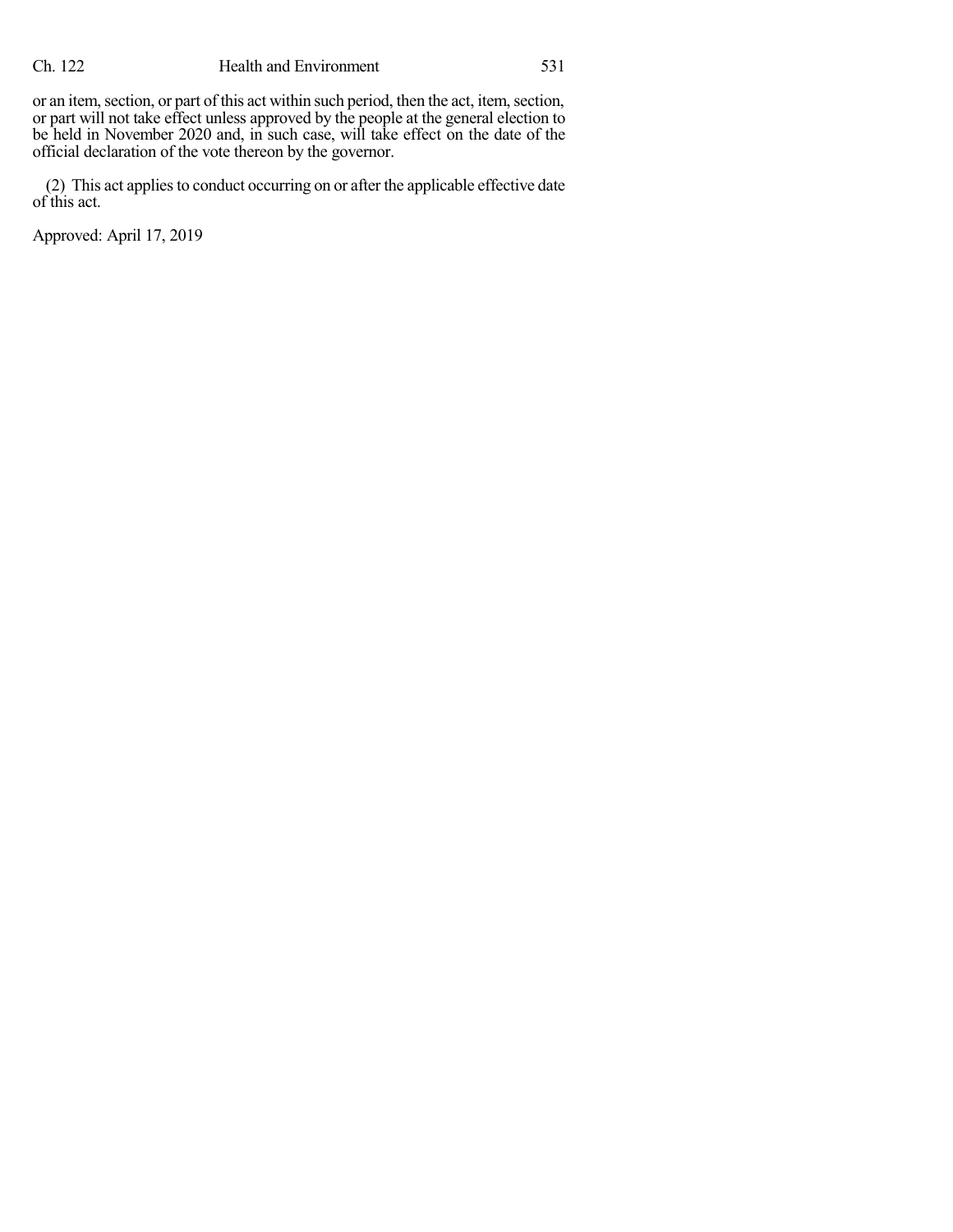or an item, section, or part of this act within such period, then the act, item, section, or part will not take effect unless approved by the people at the general election to be held in November 2020 and, in such case, will take effect on the date of the official declaration of the vote thereon by the governor.

(2) This act applies to conduct occurring on or after the applicable effective date of this act.

Approved: April 17, 2019